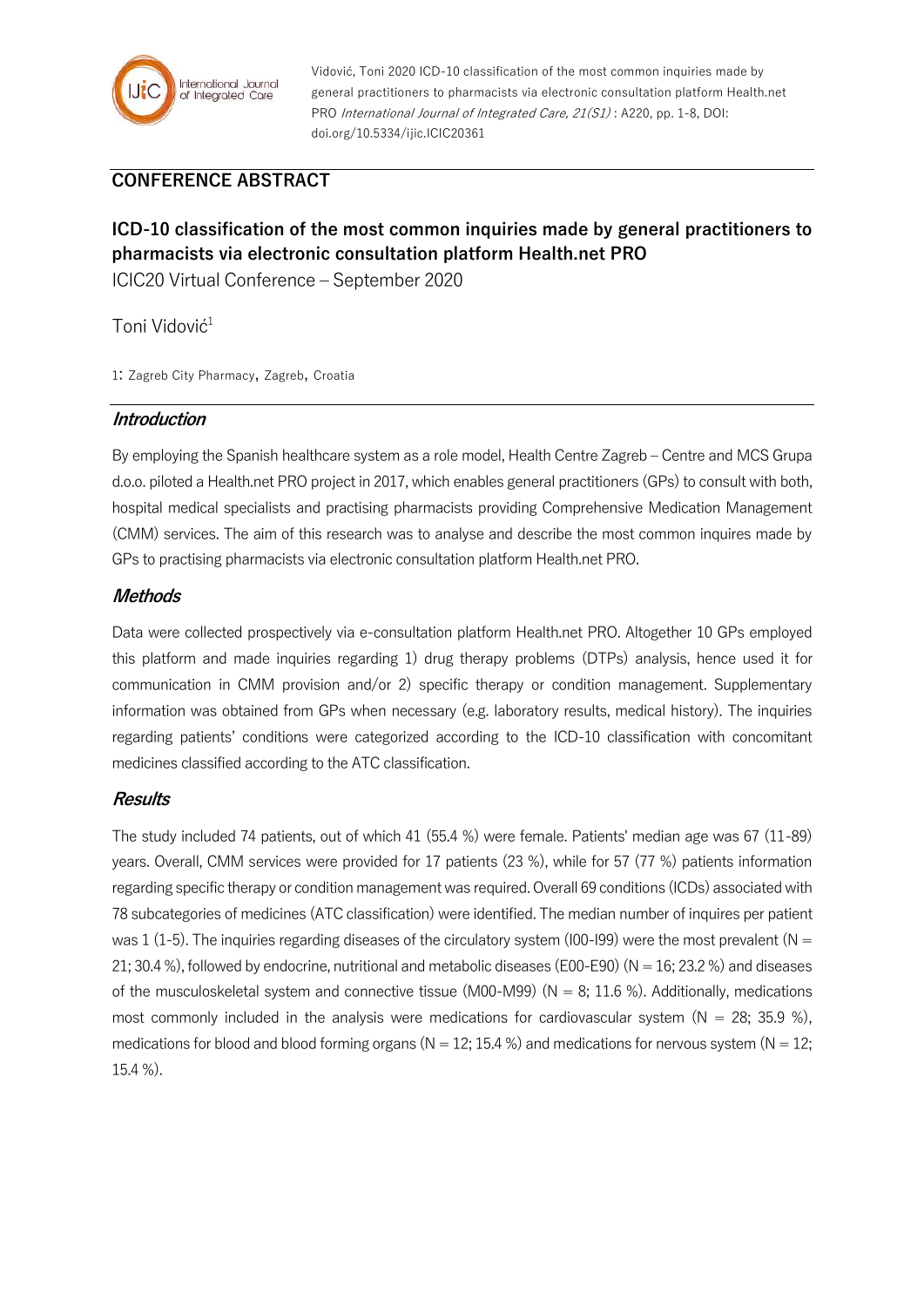Vidović, Toni 2020 ICD-10 classification of the most common inquiries made by general practitioners to pharmacists via electronic consultation platform Health.net PRO *International Journal of Integrated Care, 21(S1)* : A220, pp. 1-8, DOI: doi.org/10.5334/ijic.ICIC20361

## CONFERENCE ABSTRACT

# ICD-10 classification of the most common inquiries made by general practitioners to pharmacists via electronic consultation platform Health.net PRO

ICIC20 Virtual Conference – September 2020

Toni Vidović[1]

1: Zagreb City Pharmacy, Zagreb, Croatia

## *Introduction*

By employing the Spanish healthcare system as a role model, Health Centre Zagreb – Centre and MCS Grupa d.o.o. piloted a Health.net PRO project in 2017, which enables general practitioners (GPs) to consult with both, hospital medical specialists and practising pharmacists providing Comprehensive Medication Management (CMM) services. The aim of this research was to analyse and describe the most common inquires made by GPs to practising pharmacists via electronic consultation platform Health.net PRO.

## *Methods*

Data were collected prospectively via e-consultation platform Health.net PRO. Altogether 10 GPs employed this platform and made inquiries regarding 1) drug therapy problems (DTPs) analysis, hence used it for communication in CMM provision and/or 2) specific therapy or condition management. Supplementary information was obtained from GPs when necessary (e.g. laboratory results, medical history). The inquiries regarding patients' conditions were categorized according to the ICD-10 classification with concomitant medicines classified according to the ATC classification.

## *Results*

The study included 74 patients, out of which 41 (55.4 %) were female. Patients' median age was 67 (11-89) years. Overall, CMM services were provided for 17 patients (23 %), while for 57 (77 %) patients information regarding specific therapy or condition management was required. Overall 69 conditions (ICDs) associated with 78 subcategories of medicines (ATC classification) were identified. The median number of inquires per patient was 1 (1-5). The inquiries regarding diseases of the circulatory system (I00-I99) were the most prevalent (N = 21; 30.4 %), followed by endocrine, nutritional and metabolic diseases (E00-E90) (N = 16; 23.2 %) and diseases of the musculoskeletal system and connective tissue (M00-M99) (N = 8; 11.6 %). Additionally, medications most commonly included in the analysis were medications for cardiovascular system (N = 28; 35.9 %), medications for blood and blood forming organs (N = 12; 15.4 %) and medications for nervous system (N = 12; 15.4 %).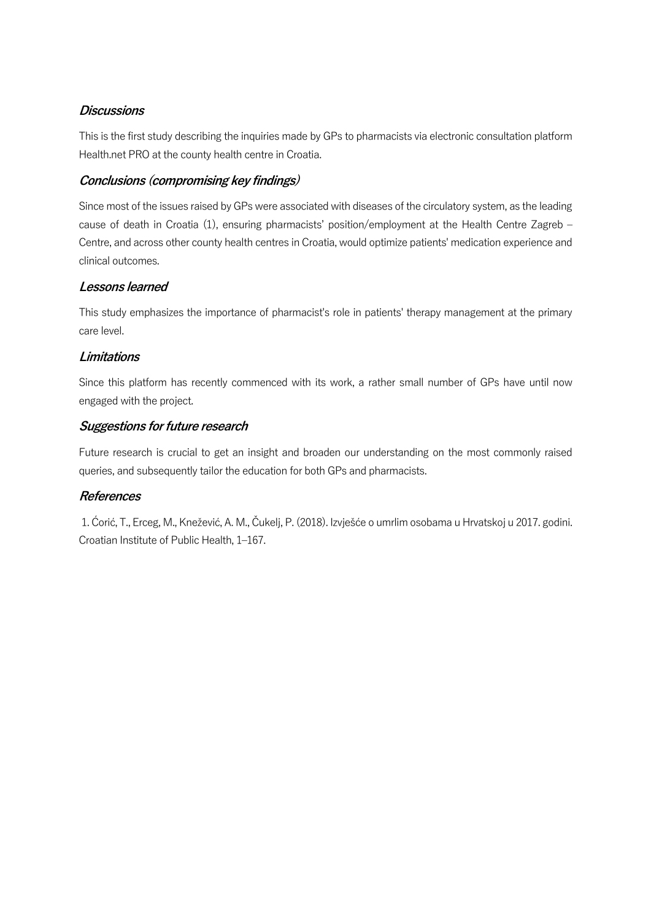## *Discussions*

This is the first study describing the inquiries made by GPs to pharmacists via electronic consultation platform Health.net PRO at the county health centre in Croatia.

## *Conclusions (compromising key findings)*

Since most of the issues raised by GPs were associated with diseases of the circulatory system, as the leading cause of death in Croatia (1), ensuring pharmacists' position/employment at the Health Centre Zagreb – Centre, and across other county health centres in Croatia, would optimize patients' medication experience and clinical outcomes.

## *Lessons learned*

This study emphasizes the importance of pharmacist's role in patients' therapy management at the primary care level.

## *Limitations*

Since this platform has recently commenced with its work, a rather small number of GPs have until now engaged with the project.

## *Suggestions for future research*

Future research is crucial to get an insight and broaden our understanding on the most commonly raised queries, and subsequently tailor the education for both GPs and pharmacists.

## *References*

1. Ćorić, T., Erceg, M., Knežević, A. M., Čukelj, P. (2018). Izvješće o umrlim osobama u Hrvatskoj u 2017. godini. Croatian Institute of Public Health, 1–167.